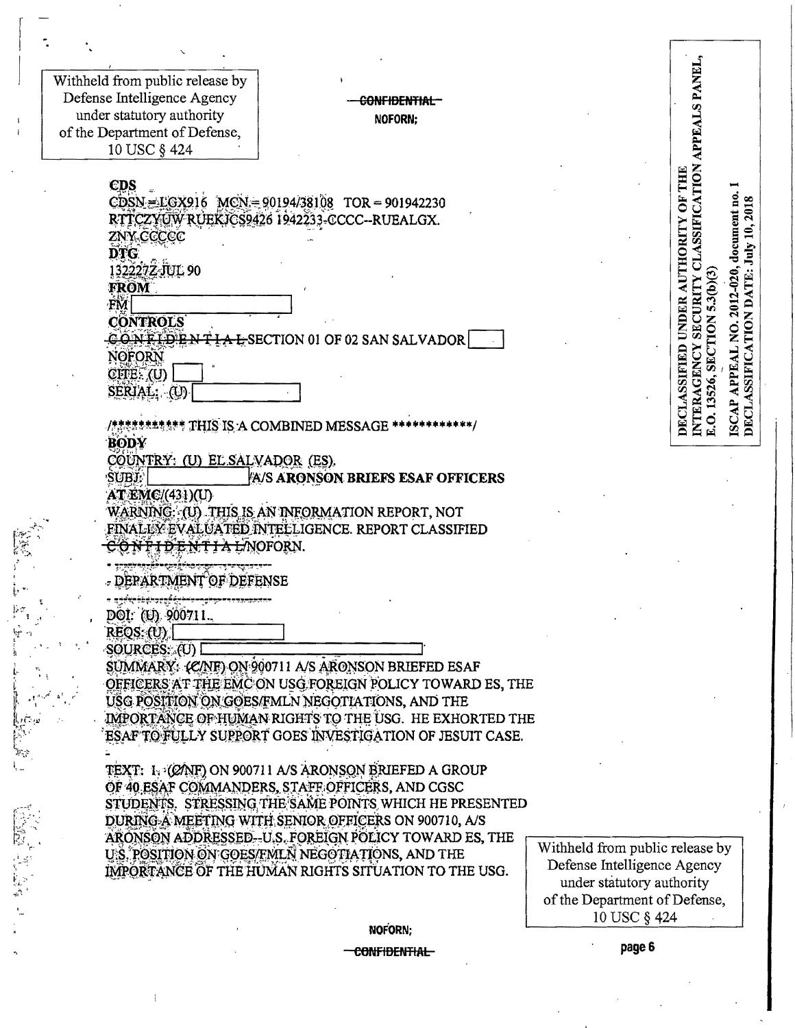Withheld from public release by Defense Intelligence Agency under statutory authority of the Department of Defense, 10 USC § 424

~~CONFIDENTIAL~~
NOFORN;

DECLASSIFIED UNDER AUTHORITY OF THE INTERAGENCY SECURITY CLASSIFICATION APPEALS PANEL, E.O. 13526, SECTION 5.3(b)(3)

ISCAP APPEAL NO. 2012-020, document no. 1
DECLASSIFICATION DATE: July 10, 2018

**CDS**
CDSN = LGX916 MCN = 90194/38108 TOR = 901942230
RTTCZYUW RUEKJCS9426 1942233-CCCC--RUEALGX.
ZNY CCCCC
**DTG**
132227Z JUL 90
**FROM**
FM [ ]
**CONTROLS**
~~CONFIDENTIAL~~ SECTION 01 OF 02 SAN SALVADOR [ ]
NOFORN
CITE: (U) [ ]
SERIAL: (U) [ ]

/************ THIS IS A COMBINED MESSAGE ************/
**BODY**
COUNTRY: (U) EL SALVADOR (ES).
SUBJ: [ ] A/S **ARONSON BRIEFS ESAF OFFICERS AT EMC/(431)(U)**
WARNING: (U) THIS IS AN INFORMATION REPORT, NOT FINALLY EVALUATED INTELLIGENCE. REPORT CLASSIFIED ~~CONFIDENTIAL~~/NOFORN.

DEPARTMENT OF DEFENSE

DOI: (U) 900711.
REQS: (U) [ ]
SOURCES: (U) [ ]
SUMMARY: (~~C~~/NF) ON 900711 A/S ARONSON BRIEFED ESAF OFFICERS AT THE EMC ON USG FOREIGN POLICY TOWARD ES, THE USG POSITION ON GOES/FMLN NEGOTIATIONS, AND THE IMPORTANCE OF HUMAN RIGHTS TO THE USG. HE EXHORTED THE ESAF TO FULLY SUPPORT GOES INVESTIGATION OF JESUIT CASE.

TEXT: 1. (~~C~~/NF) ON 900711 A/S ARONSON BRIEFED A GROUP OF 40 ESAF COMMANDERS, STAFF OFFICERS, AND CGSC STUDENTS. STRESSING THE SAME POINTS WHICH HE PRESENTED DURING A MEETING WITH SENIOR OFFICERS ON 900710, A/S ARONSON ADDRESSED--U.S. FOREIGN POLICY TOWARD ES, THE U.S. POSITION ON GOES/FMLN NEGOTIATIONS, AND THE IMPORTANCE OF THE HUMAN RIGHTS SITUATION TO THE USG.

Withheld from public release by Defense Intelligence Agency under statutory authority of the Department of Defense, 10 USC § 424

NOFORN;
~~CONFIDENTIAL~~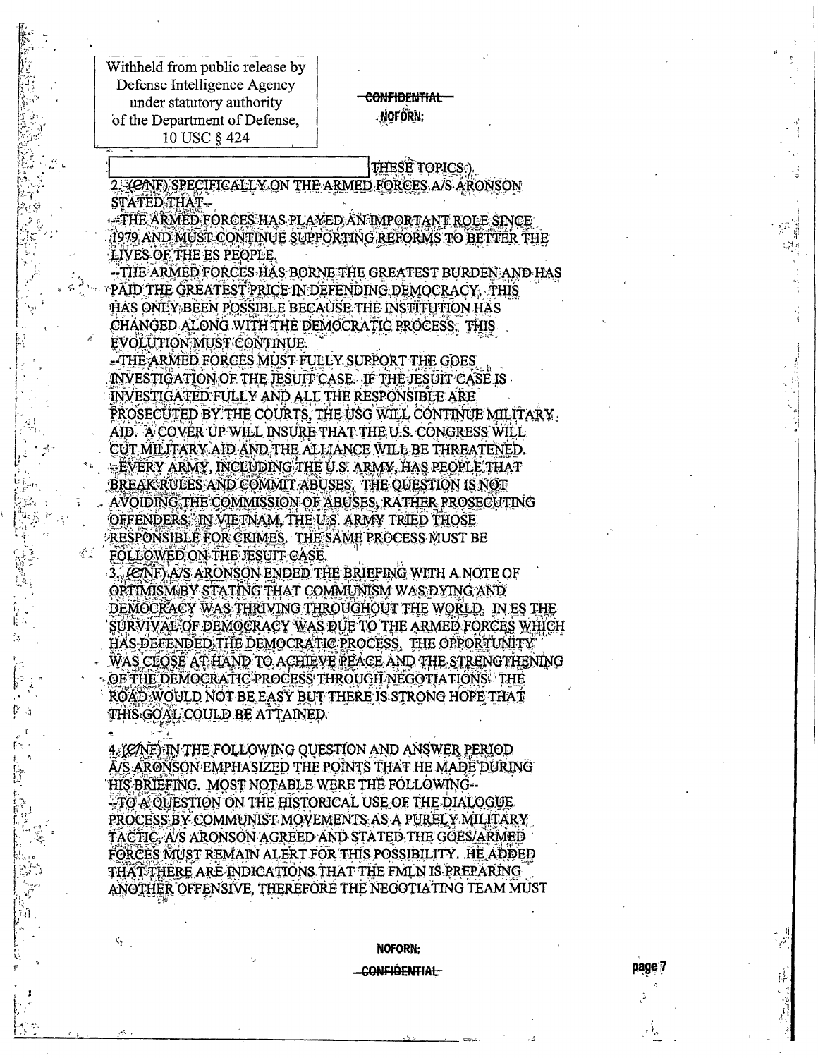Withheld from public release by Defense Intelligence Agency under statutory authority of the Department of Defense, 10 USC § 424

~~CONFIDENTIAL~~
NOFORN;

THESE TOPICS.)

2. (C/NF) SPECIFICALLY ON THE ARMED FORCES A/S ARONSON STATED THAT--

--THE ARMED FORCES HAS PLAYED AN IMPORTANT ROLE SINCE 1979 AND MUST CONTINUE SUPPORTING REFORMS TO BETTER THE LIVES OF THE ES PEOPLE.

--THE ARMED FORCES HAS BORNE THE GREATEST BURDEN AND HAS PAID THE GREATEST PRICE IN DEFENDING DEMOCRACY. THIS HAS ONLY BEEN POSSIBLE BECAUSE THE INSTITUTION HAS CHANGED ALONG WITH THE DEMOCRATIC PROCESS. THIS EVOLUTION MUST CONTINUE.

--THE ARMED FORCES MUST FULLY SUPPORT THE GOES INVESTIGATION OF THE JESUIT CASE. IF THE JESUIT CASE IS INVESTIGATED FULLY AND ALL THE RESPONSIBLE ARE PROSECUTED BY THE COURTS, THE USG WILL CONTINUE MILITARY AID. A COVER UP WILL INSURE THAT THE U.S. CONGRESS WILL CUT MILITARY AID AND THE ALLIANCE WILL BE THREATENED.

--EVERY ARMY, INCLUDING THE U.S. ARMY, HAS PEOPLE THAT BREAK RULES AND COMMIT ABUSES. THE QUESTION IS NOT AVOIDING THE COMMISSION OF ABUSES, RATHER PROSECUTING OFFENDERS. IN VIETNAM, THE U.S. ARMY TRIED THOSE RESPONSIBLE FOR CRIMES. THE SAME PROCESS MUST BE FOLLOWED ON THE JESUIT CASE.

3. (C/NF) A/S ARONSON ENDED THE BRIEFING WITH A NOTE OF OPTIMISM BY STATING THAT COMMUNISM WAS DYING AND DEMOCRACY WAS THRIVING THROUGHOUT THE WORLD. IN ES THE SURVIVAL OF DEMOCRACY WAS DUE TO THE ARMED FORCES WHICH HAS DEFENDED THE DEMOCRATIC PROCESS. THE OPPORTUNITY WAS CLOSE AT HAND TO ACHIEVE PEACE AND THE STRENGTHENING OF THE DEMOCRATIC PROCESS THROUGH NEGOTIATIONS. THE ROAD WOULD NOT BE EASY BUT THERE IS STRONG HOPE THAT THIS GOAL COULD BE ATTAINED.

4. (C/NF) IN THE FOLLOWING QUESTION AND ANSWER PERIOD A/S ARONSON EMPHASIZED THE POINTS THAT HE MADE DURING HIS BRIEFING. MOST NOTABLE WERE THE FOLLOWING--

--TO A QUESTION ON THE HISTORICAL USE OF THE DIALOGUE PROCESS BY COMMUNIST MOVEMENTS AS A PURELY MILITARY TACTIC, A/S ARONSON AGREED AND STATED THE GOES/ARMED FORCES MUST REMAIN ALERT FOR THIS POSSIBILITY. HE ADDED THAT THERE ARE INDICATIONS THAT THE FMLN IS PREPARING ANOTHER OFFENSIVE, THEREFORE THE NEGOTIATING TEAM MUST

NOFORN;
~~CONFIDENTIAL~~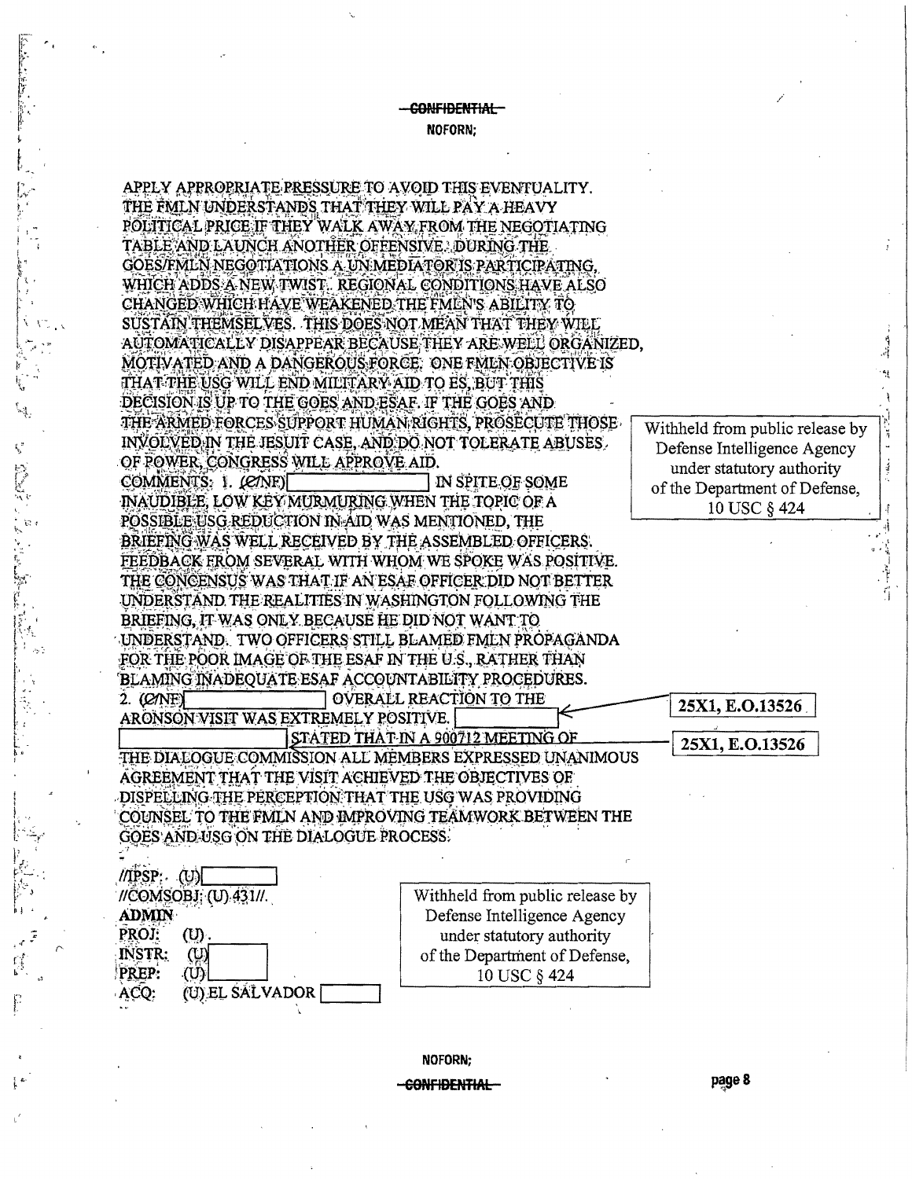~~CONFIDENTIAL~~
NOFORN;

APPLY APPROPRIATE PRESSURE TO AVOID THIS EVENTUALITY. THE FMLN UNDERSTANDS THAT THEY WILL PAY A HEAVY POLITICAL PRICE IF THEY WALK AWAY FROM THE NEGOTIATING TABLE AND LAUNCH ANOTHER OFFENSIVE. DURING THE GOES/FMLN NEGOTIATIONS A UN MEDIATOR IS PARTICIPATING, WHICH ADDS A NEW TWIST. REGIONAL CONDITIONS HAVE ALSO CHANGED WHICH HAVE WEAKENED THE FMLN'S ABILITY TO SUSTAIN THEMSELVES. THIS DOES NOT MEAN THAT THEY WILL AUTOMATICALLY DISAPPEAR BECAUSE THEY ARE WELL ORGANIZED, MOTIVATED AND A DANGEROUS FORCE. ONE FMLN OBJECTIVE IS THAT THE USG WILL END MILITARY AID TO ES, BUT THIS DECISION IS UP TO THE GOES AND ESAF. IF THE GOES AND THE ARMED FORCES SUPPORT HUMAN RIGHTS, PROSECUTE THOSE INVOLVED IN THE JESUIT CASE, AND DO NOT TOLERATE ABUSES OF POWER, CONGRESS WILL APPROVE AID.

Withheld from public release by Defense Intelligence Agency under statutory authority of the Department of Defense, 10 USC § 424

COMMENTS: 1. (C/NF) [REDACTED] IN SPITE OF SOME INAUDIBLE, LOW KEY MURMURING WHEN THE TOPIC OF A POSSIBLE USG REDUCTION IN AID WAS MENTIONED, THE BRIEFING WAS WELL RECEIVED BY THE ASSEMBLED OFFICERS. FEEDBACK FROM SEVERAL WITH WHOM WE SPOKE WAS POSITIVE. THE CONCENSUS WAS THAT IF AN ESAF OFFICER DID NOT BETTER UNDERSTAND THE REALITIES IN WASHINGTON FOLLOWING THE BRIEFING, IT WAS ONLY BECAUSE HE DID NOT WANT TO UNDERSTAND. TWO OFFICERS STILL BLAMED FMLN PROPAGANDA FOR THE POOR IMAGE OF THE ESAF IN THE U.S., RATHER THAN BLAMING INADEQUATE ESAF ACCOUNTABILITY PROCEDURES.

2. (C/NF) [REDACTED] OVERALL REACTION TO THE ARONSON VISIT WAS EXTREMELY POSITIVE. [REDACTED] STATED THAT IN A 900712 MEETING OF THE DIALOGUE COMMISSION ALL MEMBERS EXPRESSED UNANIMOUS AGREEMENT THAT THE VISIT ACHIEVED THE OBJECTIVES OF DISPELLING THE PERCEPTION THAT THE USG WAS PROVIDING COUNSEL TO THE FMLN AND IMPROVING TEAMWORK BETWEEN THE GOES AND USG ON THE DIALOGUE PROCESS.

25X1, E.O.13526

25X1, E.O.13526

//IPSP: (U) [REDACTED]
//COMSOBJ: (U) 431//.
**ADMIN**
PROJ: (U).
INSTR: (U) [REDACTED]
PREP: (U) [REDACTED]
ACQ: (U) EL SALVADOR [REDACTED]

Withheld from public release by Defense Intelligence Agency under statutory authority of the Department of Defense, 10 USC § 424

NOFORN;
~~CONFIDENTIAL~~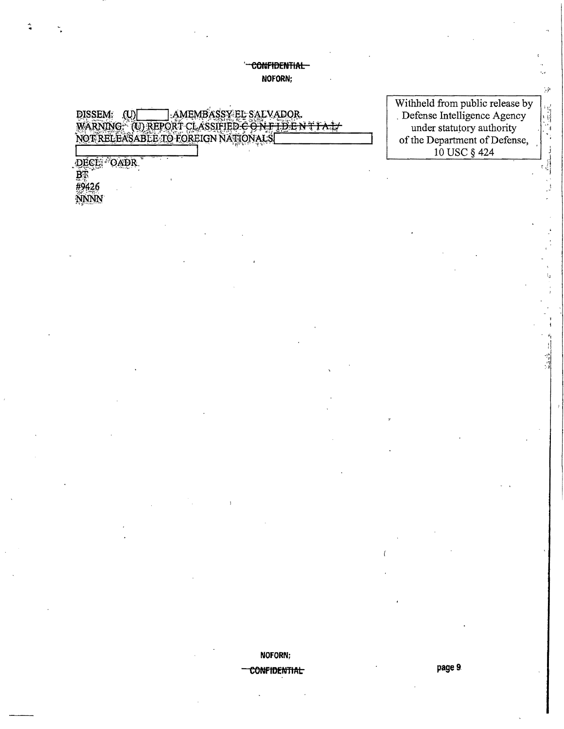~~CONFIDENTIAL~~

NOFORN;

DISSEM: (U) [ ] AMEMBASSY EL SALVADOR.
WARNING: (U) REPORT CLASSIFIED ~~C O N F I D E N T I A L~~/
NOT RELEASABLE TO FOREIGN NATIONALS [ ]
[ ]
DECL: OADR
BT
#9426
NNNN

Withheld from public release by Defense Intelligence Agency under statutory authority of the Department of Defense, 10 USC § 424

NOFORN;

~~CONFIDENTIAL~~